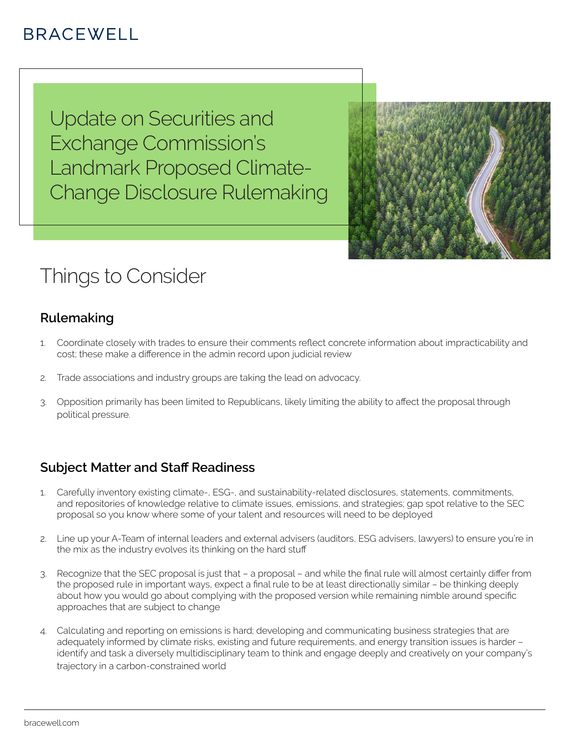BRACEWELL

# Update on Securities and Exchange Commission's Landmark Proposed Climate-Change Disclosure Rulemaking

## Things to Consider

### Rulemaking

1. Coordinate closely with trades to ensure their comments reflect concrete information about impracticability and cost; these make a difference in the admin record upon judicial review

2. Trade associations and industry groups are taking the lead on advocacy.

3. Opposition primarily has been limited to Republicans, likely limiting the ability to affect the proposal through political pressure.

### Subject Matter and Staff Readiness

1. Carefully inventory existing climate-, ESG-, and sustainability-related disclosures, statements, commitments, and repositories of knowledge relative to climate issues, emissions, and strategies; gap spot relative to the SEC proposal so you know where some of your talent and resources will need to be deployed

2. Line up your A-Team of internal leaders and external advisers (auditors, ESG advisers, lawyers) to ensure you're in the mix as the industry evolves its thinking on the hard stuff

3. Recognize that the SEC proposal is just that – a proposal – and while the final rule will almost certainly differ from the proposed rule in important ways, expect a final rule to be at least directionally similar – be thinking deeply about how you would go about complying with the proposed version while remaining nimble around specific approaches that are subject to change

4. Calculating and reporting on emissions is hard; developing and communicating business strategies that are adequately informed by climate risks, existing and future requirements, and energy transition issues is harder – identify and task a diversely multidisciplinary team to think and engage deeply and creatively on your company's trajectory in a carbon-constrained world

bracewell.com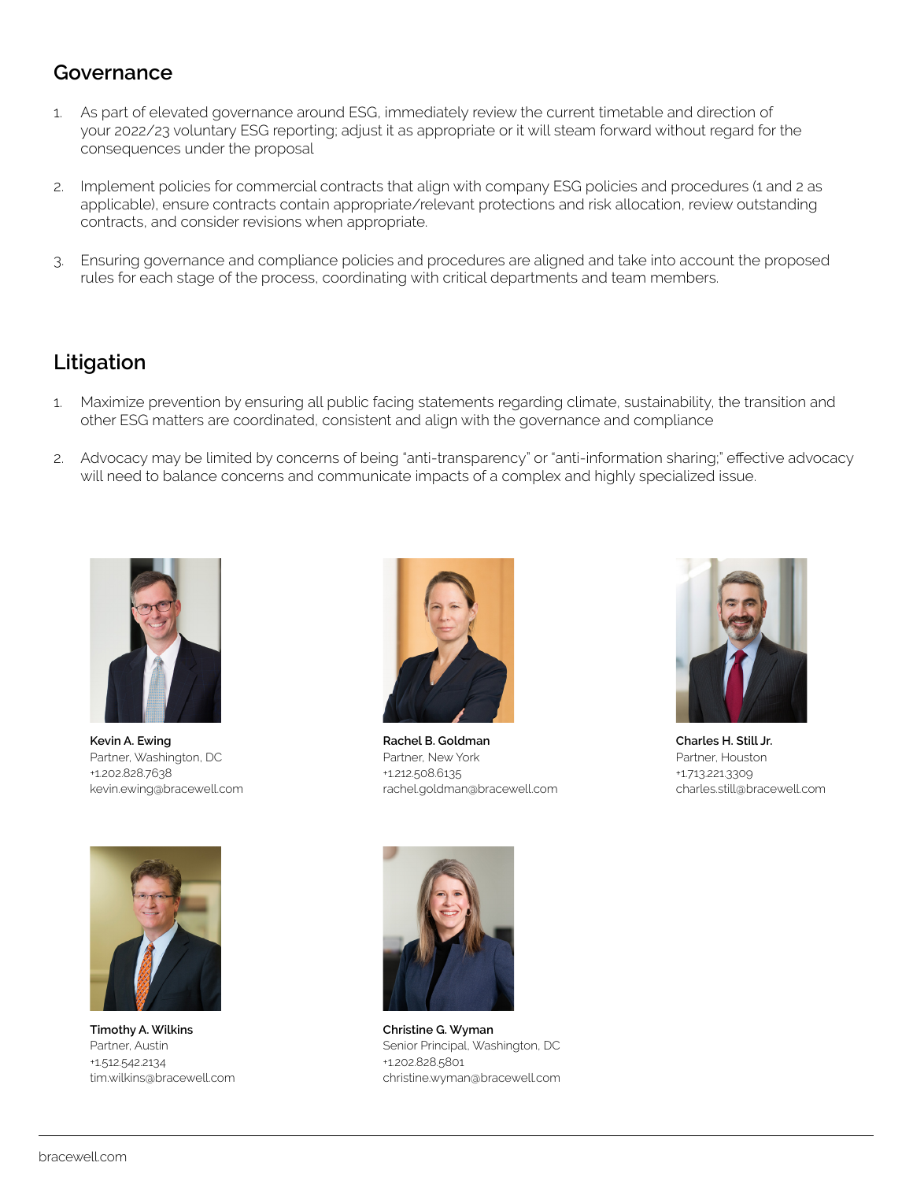## Governance

1. As part of elevated governance around ESG, immediately review the current timetable and direction of your 2022/23 voluntary ESG reporting; adjust it as appropriate or it will steam forward without regard for the consequences under the proposal

2. Implement policies for commercial contracts that align with company ESG policies and procedures (1 and 2 as applicable), ensure contracts contain appropriate/relevant protections and risk allocation, review outstanding contracts, and consider revisions when appropriate.

3. Ensuring governance and compliance policies and procedures are aligned and take into account the proposed rules for each stage of the process, coordinating with critical departments and team members.

## Litigation

1. Maximize prevention by ensuring all public facing statements regarding climate, sustainability, the transition and other ESG matters are coordinated, consistent and align with the governance and compliance

2. Advocacy may be limited by concerns of being "anti-transparency" or "anti-information sharing;" effective advocacy will need to balance concerns and communicate impacts of a complex and highly specialized issue.

**Kevin A. Ewing**
Partner, Washington, DC
+1.202.828.7638
kevin.ewing@bracewell.com

**Rachel B. Goldman**
Partner, New York
+1.212.508.6135
rachel.goldman@bracewell.com

**Charles H. Still Jr.**
Partner, Houston
+1.713.221.3309
charles.still@bracewell.com

**Timothy A. Wilkins**
Partner, Austin
+1.512.542.2134
tim.wilkins@bracewell.com

**Christine G. Wyman**
Senior Principal, Washington, DC
+1.202.828.5801
christine.wyman@bracewell.com

bracewell.com